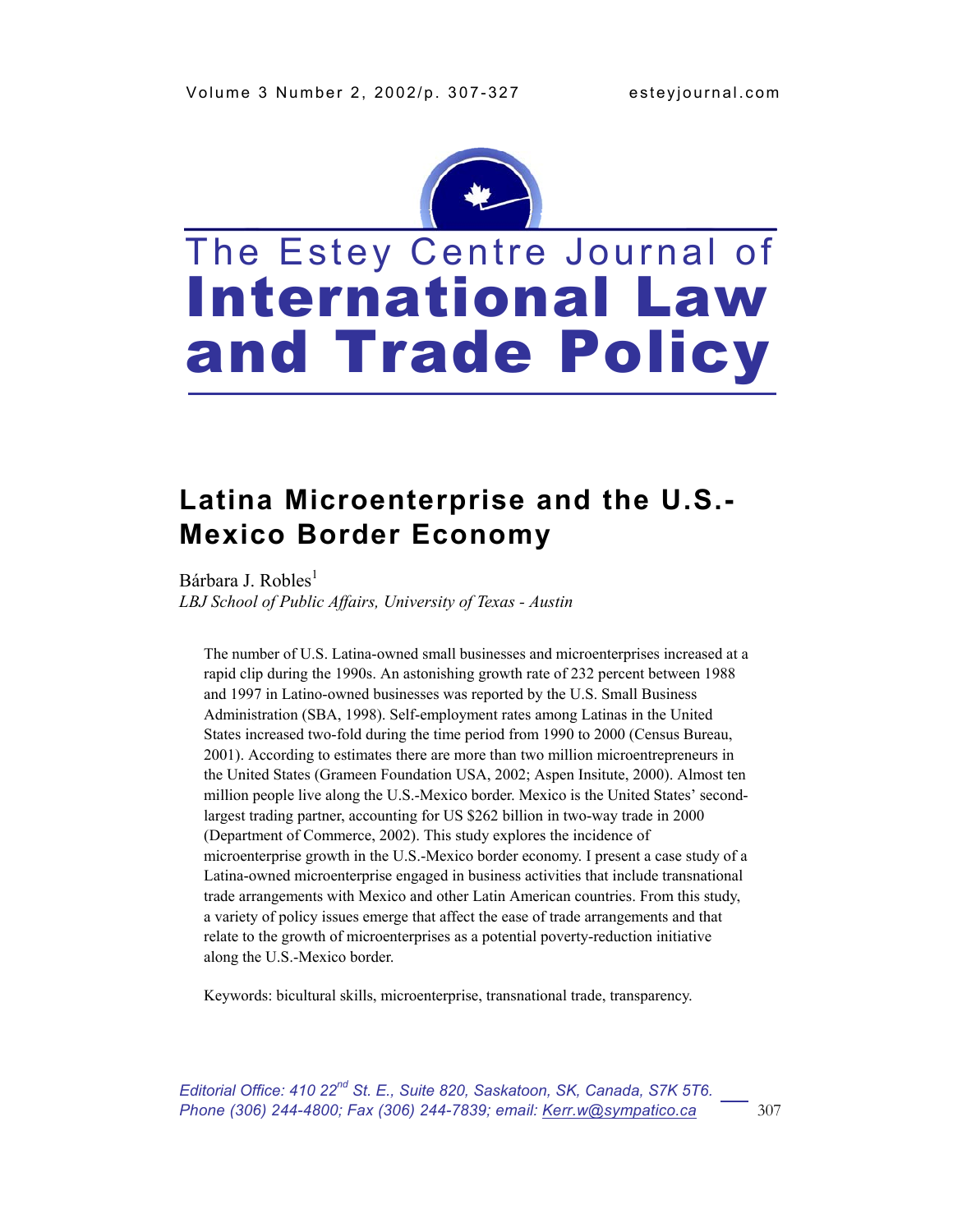# The Estey Centre Journal of International Law and Trade Policy

## Latina Microenterprise and the U.S.-Mexico Border Economy

Bárbara J. Robles[1]

*LBJ School of Public Affairs, University of Texas - Austin*

The number of U.S. Latina-owned small businesses and microenterprises increased at a rapid clip during the 1990s. An astonishing growth rate of 232 percent between 1988 and 1997 in Latino-owned businesses was reported by the U.S. Small Business Administration (SBA, 1998). Self-employment rates among Latinas in the United States increased two-fold during the time period from 1990 to 2000 (Census Bureau, 2001). According to estimates there are more than two million microentrepreneurs in the United States (Grameen Foundation USA, 2002; Aspen Insitute, 2000). Almost ten million people live along the U.S.-Mexico border. Mexico is the United States' second-largest trading partner, accounting for US $262 billion in two-way trade in 2000 (Department of Commerce, 2002). This study explores the incidence of microenterprise growth in the U.S.-Mexico border economy. I present a case study of a Latina-owned microenterprise engaged in business activities that include transnational trade arrangements with Mexico and other Latin American countries. From this study, a variety of policy issues emerge that affect the ease of trade arrangements and that relate to the growth of microenterprises as a potential poverty-reduction initiative along the U.S.-Mexico border.

Keywords: bicultural skills, microenterprise, transnational trade, transparency.

*Editorial Office: 410 22nd St. E., Suite 820, Saskatoon, SK, Canada, S7K 5T6. Phone (306) 244-4800; Fax (306) 244-7839; email: Kerr.w@sympatico.ca*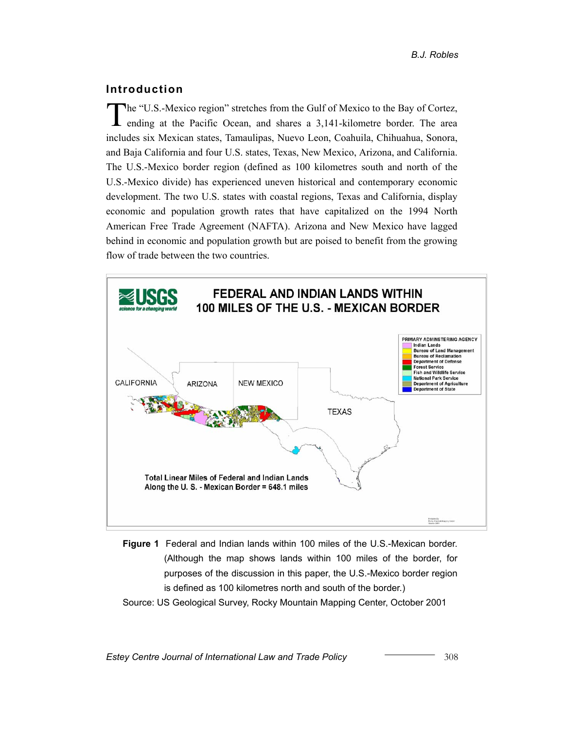## Introduction

The "U.S.-Mexico region" stretches from the Gulf of Mexico to the Bay of Cortez, ending at the Pacific Ocean, and shares a 3,141-kilometre border. The area includes six Mexican states, Tamaulipas, Nuevo Leon, Coahuila, Chihuahua, Sonora, and Baja California and four U.S. states, Texas, New Mexico, Arizona, and California. The U.S.-Mexico border region (defined as 100 kilometres south and north of the U.S.-Mexico divide) has experienced uneven historical and contemporary economic development. The two U.S. states with coastal regions, Texas and California, display economic and population growth rates that have capitalized on the 1994 North American Free Trade Agreement (NAFTA). Arizona and New Mexico have lagged behind in economic and population growth but are poised to benefit from the growing flow of trade between the two countries.

**Figure 1** Federal and Indian lands within 100 miles of the U.S.-Mexican border. (Although the map shows lands within 100 miles of the border, for purposes of the discussion in this paper, the U.S.-Mexico border region is defined as 100 kilometres north and south of the border.)

Source: US Geological Survey, Rocky Mountain Mapping Center, October 2001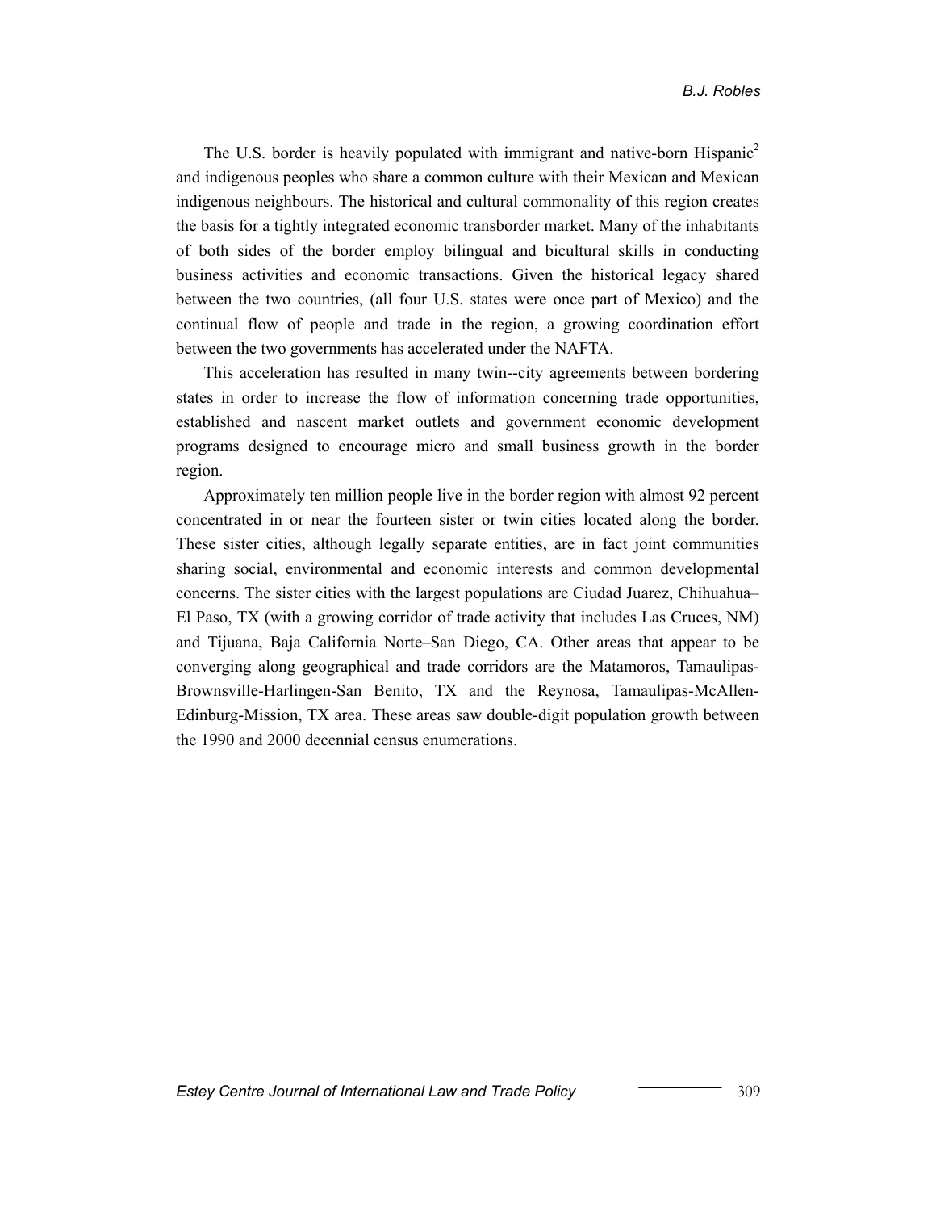The U.S. border is heavily populated with immigrant and native-born Hispanic[2] and indigenous peoples who share a common culture with their Mexican and Mexican indigenous neighbours. The historical and cultural commonality of this region creates the basis for a tightly integrated economic transborder market. Many of the inhabitants of both sides of the border employ bilingual and bicultural skills in conducting business activities and economic transactions. Given the historical legacy shared between the two countries, (all four U.S. states were once part of Mexico) and the continual flow of people and trade in the region, a growing coordination effort between the two governments has accelerated under the NAFTA.

This acceleration has resulted in many twin--city agreements between bordering states in order to increase the flow of information concerning trade opportunities, established and nascent market outlets and government economic development programs designed to encourage micro and small business growth in the border region.

Approximately ten million people live in the border region with almost 92 percent concentrated in or near the fourteen sister or twin cities located along the border. These sister cities, although legally separate entities, are in fact joint communities sharing social, environmental and economic interests and common developmental concerns. The sister cities with the largest populations are Ciudad Juarez, Chihuahua–El Paso, TX (with a growing corridor of trade activity that includes Las Cruces, NM) and Tijuana, Baja California Norte–San Diego, CA. Other areas that appear to be converging along geographical and trade corridors are the Matamoros, Tamaulipas-Brownsville-Harlingen-San Benito, TX and the Reynosa, Tamaulipas-McAllen-Edinburg-Mission, TX area. These areas saw double-digit population growth between the 1990 and 2000 decennial census enumerations.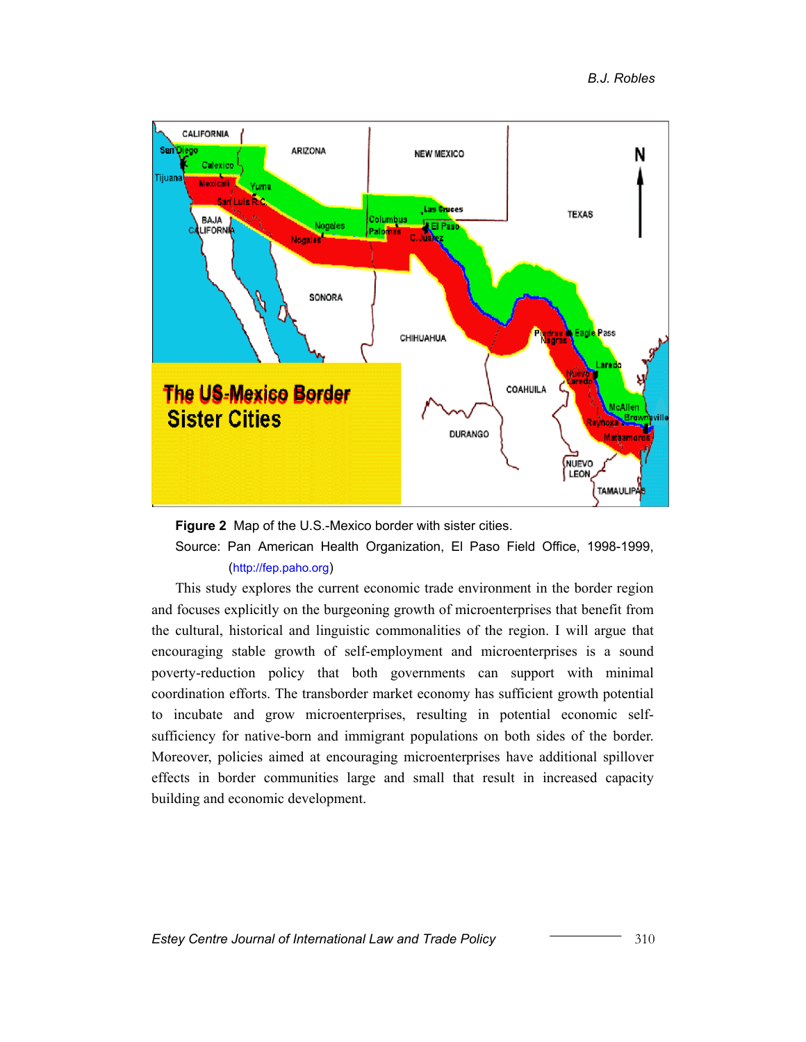**Figure 2** Map of the U.S.-Mexico border with sister cities.

Source: Pan American Health Organization, El Paso Field Office, 1998-1999, (http://fep.paho.org)

This study explores the current economic trade environment in the border region and focuses explicitly on the burgeoning growth of microenterprises that benefit from the cultural, historical and linguistic commonalities of the region. I will argue that encouraging stable growth of self-employment and microenterprises is a sound poverty-reduction policy that both governments can support with minimal coordination efforts. The transborder market economy has sufficient growth potential to incubate and grow microenterprises, resulting in potential economic self-sufficiency for native-born and immigrant populations on both sides of the border. Moreover, policies aimed at encouraging microenterprises have additional spillover effects in border communities large and small that result in increased capacity building and economic development.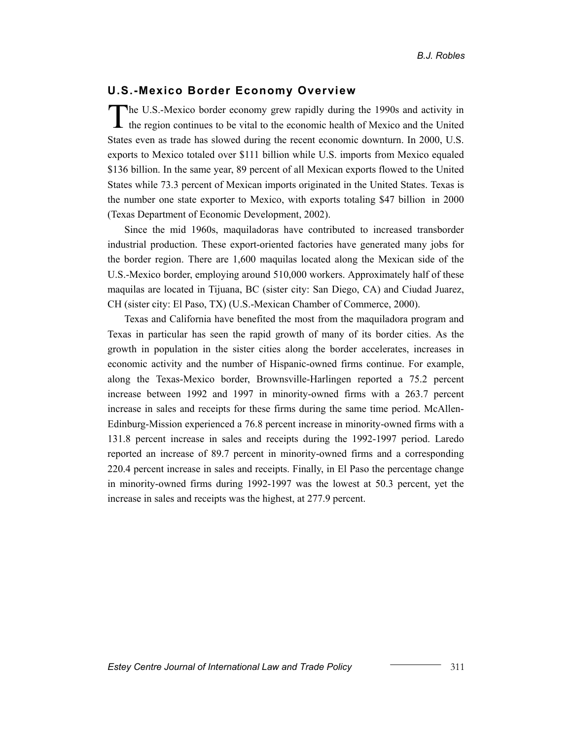## U.S.-Mexico Border Economy Overview

The U.S.-Mexico border economy grew rapidly during the 1990s and activity in the region continues to be vital to the economic health of Mexico and the United States even as trade has slowed during the recent economic downturn. In 2000, U.S. exports to Mexico totaled over $111 billion while U.S. imports from Mexico equaled $136 billion. In the same year, 89 percent of all Mexican exports flowed to the United States while 73.3 percent of Mexican imports originated in the United States. Texas is the number one state exporter to Mexico, with exports totaling $47 billion in 2000 (Texas Department of Economic Development, 2002).

Since the mid 1960s, maquiladoras have contributed to increased transborder industrial production. These export-oriented factories have generated many jobs for the border region. There are 1,600 maquilas located along the Mexican side of the U.S.-Mexico border, employing around 510,000 workers. Approximately half of these maquilas are located in Tijuana, BC (sister city: San Diego, CA) and Ciudad Juarez, CH (sister city: El Paso, TX) (U.S.-Mexican Chamber of Commerce, 2000).

Texas and California have benefited the most from the maquiladora program and Texas in particular has seen the rapid growth of many of its border cities. As the growth in population in the sister cities along the border accelerates, increases in economic activity and the number of Hispanic-owned firms continue. For example, along the Texas-Mexico border, Brownsville-Harlingen reported a 75.2 percent increase between 1992 and 1997 in minority-owned firms with a 263.7 percent increase in sales and receipts for these firms during the same time period. McAllen-Edinburg-Mission experienced a 76.8 percent increase in minority-owned firms with a 131.8 percent increase in sales and receipts during the 1992-1997 period. Laredo reported an increase of 89.7 percent in minority-owned firms and a corresponding 220.4 percent increase in sales and receipts. Finally, in El Paso the percentage change in minority-owned firms during 1992-1997 was the lowest at 50.3 percent, yet the increase in sales and receipts was the highest, at 277.9 percent.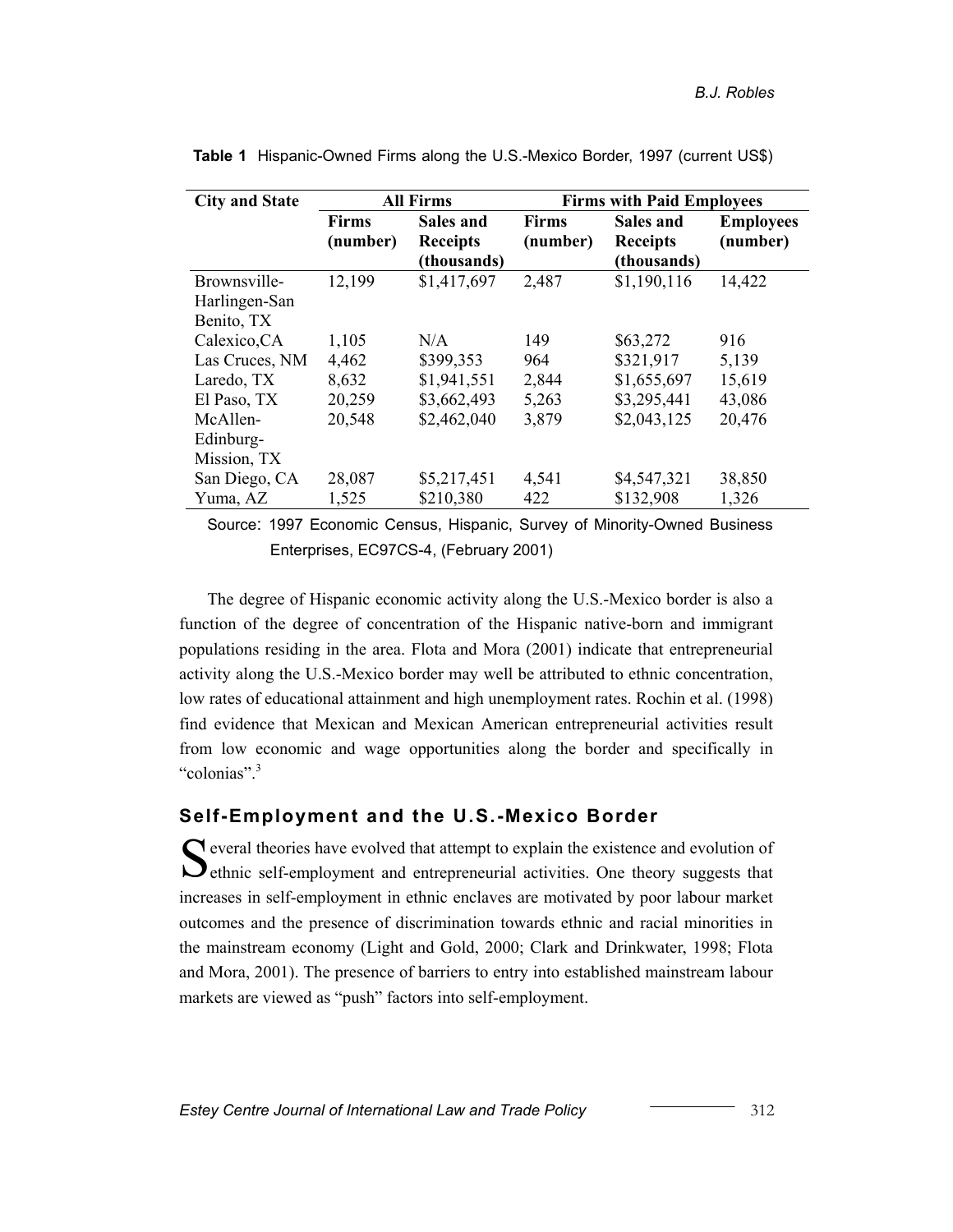**Table 1** Hispanic-Owned Firms along the U.S.-Mexico Border, 1997 (current US$)

| City and State | All Firms | | Firms with Paid Employees | | |
|---|---|---|---|---|---|
| | Firms (number) | Sales and Receipts (thousands) | Firms (number) | Sales and Receipts (thousands) | Employees (number) |
| Brownsville-Harlingen-San Benito, TX | 12,199 | $1,417,697 | 2,487 | $1,190,116 | 14,422 |
| Calexico,CA | 1,105 | N/A | 149 | $63,272 | 916 |
| Las Cruces, NM | 4,462 | $399,353 | 964 | $321,917 | 5,139 |
| Laredo, TX | 8,632 | $1,941,551 | 2,844 | $1,655,697 | 15,619 |
| El Paso, TX | 20,259 | $3,662,493 | 5,263 | $3,295,441 | 43,086 |
| McAllen-Edinburg-Mission, TX | 20,548 | $2,462,040 | 3,879 | $2,043,125 | 20,476 |
| San Diego, CA | 28,087 | $5,217,451 | 4,541 | $4,547,321 | 38,850 |
| Yuma, AZ | 1,525 | $210,380 | 422 | $132,908 | 1,326 |

Source: 1997 Economic Census, Hispanic, Survey of Minority-Owned Business Enterprises, EC97CS-4, (February 2001)

The degree of Hispanic economic activity along the U.S.-Mexico border is also a function of the degree of concentration of the Hispanic native-born and immigrant populations residing in the area. Flota and Mora (2001) indicate that entrepreneurial activity along the U.S.-Mexico border may well be attributed to ethnic concentration, low rates of educational attainment and high unemployment rates. Rochin et al. (1998) find evidence that Mexican and Mexican American entrepreneurial activities result from low economic and wage opportunities along the border and specifically in "colonias".[3]

## Self-Employment and the U.S.-Mexico Border

Several theories have evolved that attempt to explain the existence and evolution of ethnic self-employment and entrepreneurial activities. One theory suggests that increases in self-employment in ethnic enclaves are motivated by poor labour market outcomes and the presence of discrimination towards ethnic and racial minorities in the mainstream economy (Light and Gold, 2000; Clark and Drinkwater, 1998; Flota and Mora, 2001). The presence of barriers to entry into established mainstream labour markets are viewed as "push" factors into self-employment.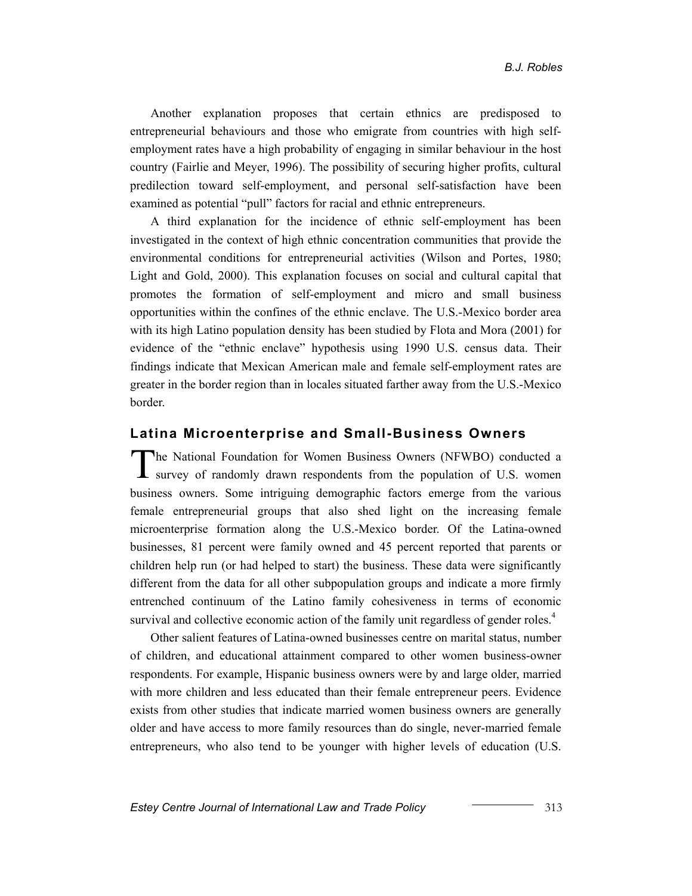Another explanation proposes that certain ethnics are predisposed to entrepreneurial behaviours and those who emigrate from countries with high self-employment rates have a high probability of engaging in similar behaviour in the host country (Fairlie and Meyer, 1996). The possibility of securing higher profits, cultural predilection toward self-employment, and personal self-satisfaction have been examined as potential "pull" factors for racial and ethnic entrepreneurs.

A third explanation for the incidence of ethnic self-employment has been investigated in the context of high ethnic concentration communities that provide the environmental conditions for entrepreneurial activities (Wilson and Portes, 1980; Light and Gold, 2000). This explanation focuses on social and cultural capital that promotes the formation of self-employment and micro and small business opportunities within the confines of the ethnic enclave. The U.S.-Mexico border area with its high Latino population density has been studied by Flota and Mora (2001) for evidence of the "ethnic enclave" hypothesis using 1990 U.S. census data. Their findings indicate that Mexican American male and female self-employment rates are greater in the border region than in locales situated farther away from the U.S.-Mexico border.

## Latina Microenterprise and Small-Business Owners

The National Foundation for Women Business Owners (NFWBO) conducted a survey of randomly drawn respondents from the population of U.S. women business owners. Some intriguing demographic factors emerge from the various female entrepreneurial groups that also shed light on the increasing female microenterprise formation along the U.S.-Mexico border. Of the Latina-owned businesses, 81 percent were family owned and 45 percent reported that parents or children help run (or had helped to start) the business. These data were significantly different from the data for all other subpopulation groups and indicate a more firmly entrenched continuum of the Latino family cohesiveness in terms of economic survival and collective economic action of the family unit regardless of gender roles.[4]

Other salient features of Latina-owned businesses centre on marital status, number of children, and educational attainment compared to other women business-owner respondents. For example, Hispanic business owners were by and large older, married with more children and less educated than their female entrepreneur peers. Evidence exists from other studies that indicate married women business owners are generally older and have access to more family resources than do single, never-married female entrepreneurs, who also tend to be younger with higher levels of education (U.S.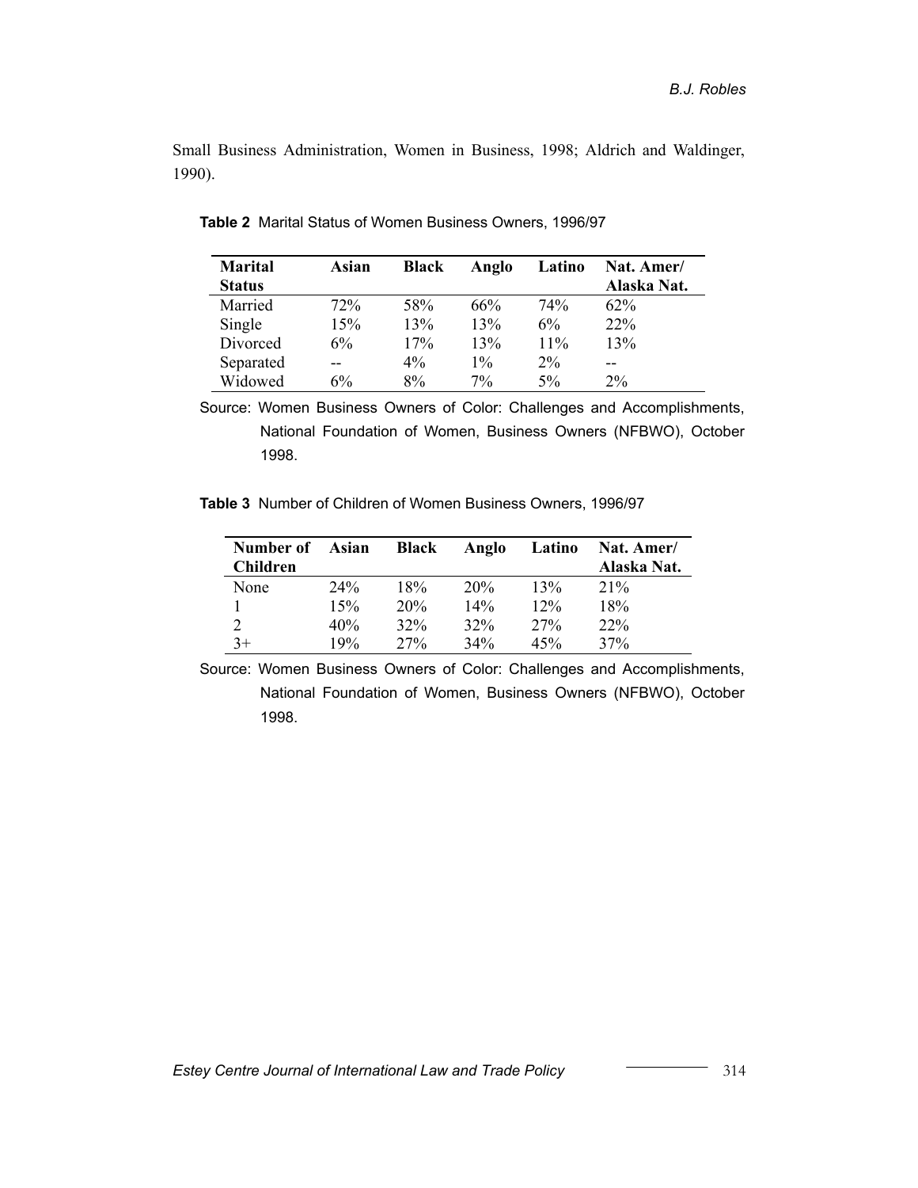Small Business Administration, Women in Business, 1998; Aldrich and Waldinger, 1990).

**Table 2** Marital Status of Women Business Owners, 1996/97

| Marital Status | Asian | Black | Anglo | Latino | Nat. Amer/ Alaska Nat. |
|---|---|---|---|---|---|
| Married | 72% | 58% | 66% | 74% | 62% |
| Single | 15% | 13% | 13% | 6% | 22% |
| Divorced | 6% | 17% | 13% | 11% | 13% |
| Separated | -- | 4% | 1% | 2% | -- |
| Widowed | 6% | 8% | 7% | 5% | 2% |

Source: Women Business Owners of Color: Challenges and Accomplishments, National Foundation of Women, Business Owners (NFBWO), October 1998.

**Table 3** Number of Children of Women Business Owners, 1996/97

| Number of Children | Asian | Black | Anglo | Latino | Nat. Amer/ Alaska Nat. |
|---|---|---|---|---|---|
| None | 24% | 18% | 20% | 13% | 21% |
| 1 | 15% | 20% | 14% | 12% | 18% |
| 2 | 40% | 32% | 32% | 27% | 22% |
| 3+ | 19% | 27% | 34% | 45% | 37% |

Source: Women Business Owners of Color: Challenges and Accomplishments, National Foundation of Women, Business Owners (NFBWO), October 1998.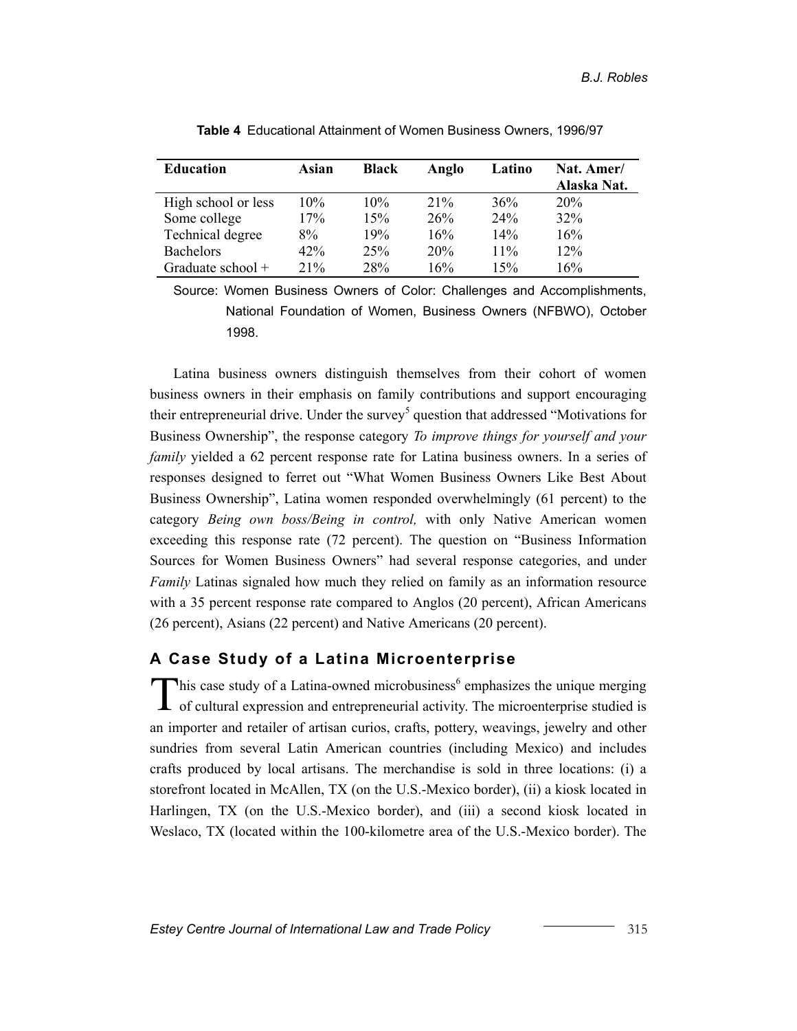**Table 4** Educational Attainment of Women Business Owners, 1996/97

| Education | Asian | Black | Anglo | Latino | Nat. Amer/ Alaska Nat. |
|---|---|---|---|---|---|
| High school or less | 10% | 10% | 21% | 36% | 20% |
| Some college | 17% | 15% | 26% | 24% | 32% |
| Technical degree | 8% | 19% | 16% | 14% | 16% |
| Bachelors | 42% | 25% | 20% | 11% | 12% |
| Graduate school + | 21% | 28% | 16% | 15% | 16% |

Source: Women Business Owners of Color: Challenges and Accomplishments, National Foundation of Women, Business Owners (NFBWO), October 1998.

Latina business owners distinguish themselves from their cohort of women business owners in their emphasis on family contributions and support encouraging their entrepreneurial drive. Under the survey[5] question that addressed "Motivations for Business Ownership", the response category *To improve things for yourself and your family* yielded a 62 percent response rate for Latina business owners. In a series of responses designed to ferret out "What Women Business Owners Like Best About Business Ownership", Latina women responded overwhelmingly (61 percent) to the category *Being own boss/Being in control,* with only Native American women exceeding this response rate (72 percent). The question on "Business Information Sources for Women Business Owners" had several response categories, and under *Family* Latinas signaled how much they relied on family as an information resource with a 35 percent response rate compared to Anglos (20 percent), African Americans (26 percent), Asians (22 percent) and Native Americans (20 percent).

## A Case Study of a Latina Microenterprise

This case study of a Latina-owned microbusiness[6] emphasizes the unique merging of cultural expression and entrepreneurial activity. The microenterprise studied is an importer and retailer of artisan curios, crafts, pottery, weavings, jewelry and other sundries from several Latin American countries (including Mexico) and includes crafts produced by local artisans. The merchandise is sold in three locations: (i) a storefront located in McAllen, TX (on the U.S.-Mexico border), (ii) a kiosk located in Harlingen, TX (on the U.S.-Mexico border), and (iii) a second kiosk located in Weslaco, TX (located within the 100-kilometre area of the U.S.-Mexico border). The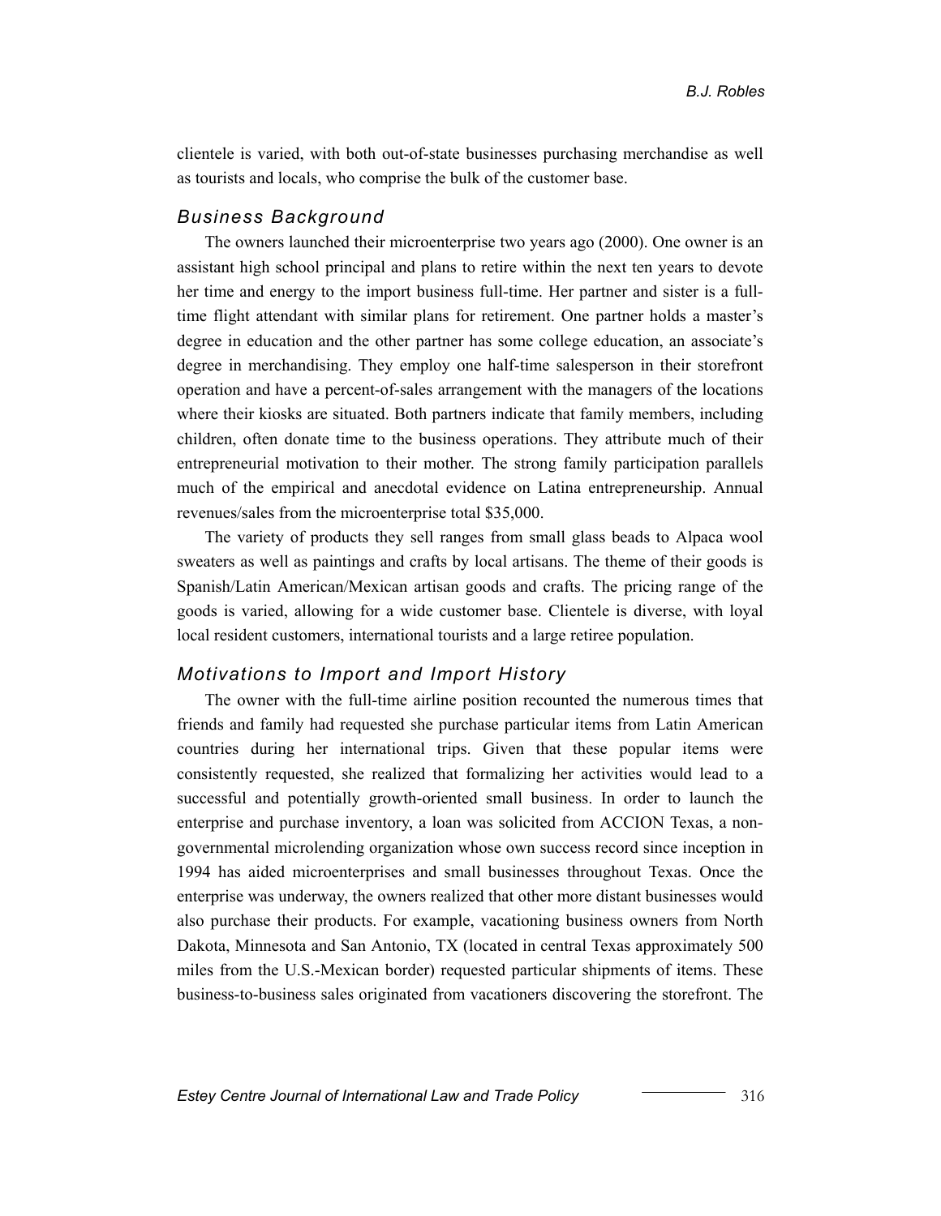clientele is varied, with both out-of-state businesses purchasing merchandise as well as tourists and locals, who comprise the bulk of the customer base.

### *Business Background*

The owners launched their microenterprise two years ago (2000). One owner is an assistant high school principal and plans to retire within the next ten years to devote her time and energy to the import business full-time. Her partner and sister is a full-time flight attendant with similar plans for retirement. One partner holds a master's degree in education and the other partner has some college education, an associate's degree in merchandising. They employ one half-time salesperson in their storefront operation and have a percent-of-sales arrangement with the managers of the locations where their kiosks are situated. Both partners indicate that family members, including children, often donate time to the business operations. They attribute much of their entrepreneurial motivation to their mother. The strong family participation parallels much of the empirical and anecdotal evidence on Latina entrepreneurship. Annual revenues/sales from the microenterprise total $35,000.

The variety of products they sell ranges from small glass beads to Alpaca wool sweaters as well as paintings and crafts by local artisans. The theme of their goods is Spanish/Latin American/Mexican artisan goods and crafts. The pricing range of the goods is varied, allowing for a wide customer base. Clientele is diverse, with loyal local resident customers, international tourists and a large retiree population.

### *Motivations to Import and Import History*

The owner with the full-time airline position recounted the numerous times that friends and family had requested she purchase particular items from Latin American countries during her international trips. Given that these popular items were consistently requested, she realized that formalizing her activities would lead to a successful and potentially growth-oriented small business. In order to launch the enterprise and purchase inventory, a loan was solicited from ACCION Texas, a non-governmental microlending organization whose own success record since inception in 1994 has aided microenterprises and small businesses throughout Texas. Once the enterprise was underway, the owners realized that other more distant businesses would also purchase their products. For example, vacationing business owners from North Dakota, Minnesota and San Antonio, TX (located in central Texas approximately 500 miles from the U.S.-Mexican border) requested particular shipments of items. These business-to-business sales originated from vacationers discovering the storefront. The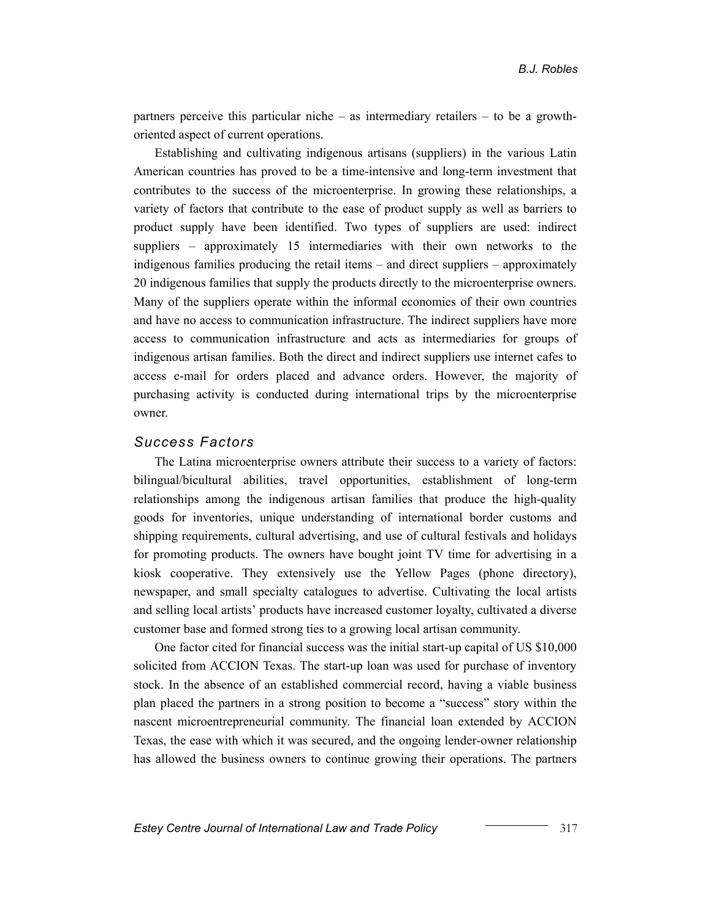partners perceive this particular niche – as intermediary retailers – to be a growth-oriented aspect of current operations.

Establishing and cultivating indigenous artisans (suppliers) in the various Latin American countries has proved to be a time-intensive and long-term investment that contributes to the success of the microenterprise. In growing these relationships, a variety of factors that contribute to the ease of product supply as well as barriers to product supply have been identified. Two types of suppliers are used: indirect suppliers – approximately 15 intermediaries with their own networks to the indigenous families producing the retail items – and direct suppliers – approximately 20 indigenous families that supply the products directly to the microenterprise owners. Many of the suppliers operate within the informal economies of their own countries and have no access to communication infrastructure. The indirect suppliers have more access to communication infrastructure and acts as intermediaries for groups of indigenous artisan families. Both the direct and indirect suppliers use internet cafes to access e-mail for orders placed and advance orders. However, the majority of purchasing activity is conducted during international trips by the microenterprise owner.

### *Success Factors*

The Latina microenterprise owners attribute their success to a variety of factors: bilingual/bicultural abilities, travel opportunities, establishment of long-term relationships among the indigenous artisan families that produce the high-quality goods for inventories, unique understanding of international border customs and shipping requirements, cultural advertising, and use of cultural festivals and holidays for promoting products. The owners have bought joint TV time for advertising in a kiosk cooperative. They extensively use the Yellow Pages (phone directory), newspaper, and small specialty catalogues to advertise. Cultivating the local artists and selling local artists' products have increased customer loyalty, cultivated a diverse customer base and formed strong ties to a growing local artisan community.

One factor cited for financial success was the initial start-up capital of US $10,000 solicited from ACCION Texas. The start-up loan was used for purchase of inventory stock. In the absence of an established commercial record, having a viable business plan placed the partners in a strong position to become a "success" story within the nascent microentrepreneurial community. The financial loan extended by ACCION Texas, the ease with which it was secured, and the ongoing lender-owner relationship has allowed the business owners to continue growing their operations. The partners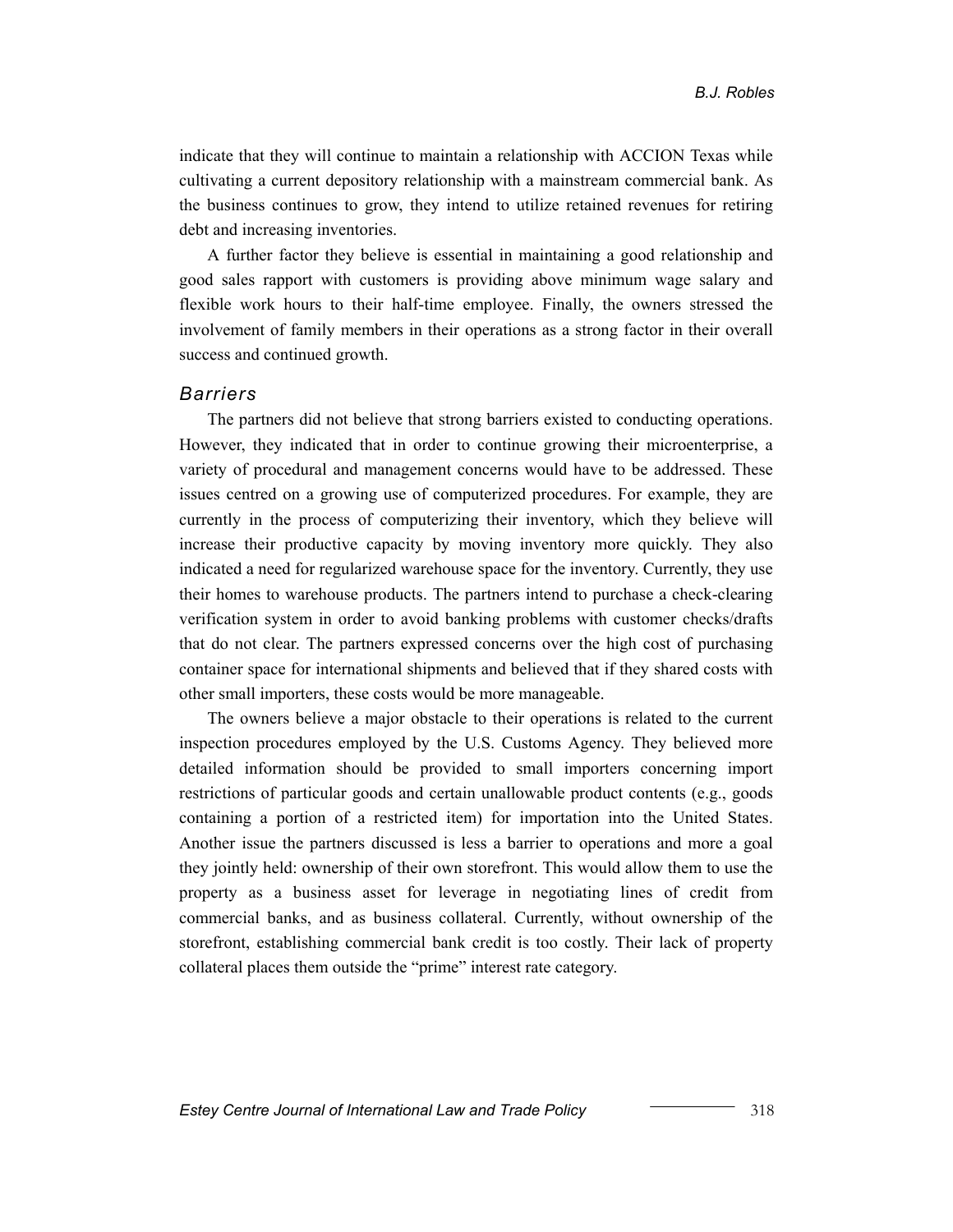indicate that they will continue to maintain a relationship with ACCION Texas while cultivating a current depository relationship with a mainstream commercial bank. As the business continues to grow, they intend to utilize retained revenues for retiring debt and increasing inventories.

A further factor they believe is essential in maintaining a good relationship and good sales rapport with customers is providing above minimum wage salary and flexible work hours to their half-time employee. Finally, the owners stressed the involvement of family members in their operations as a strong factor in their overall success and continued growth.

### *Barriers*

The partners did not believe that strong barriers existed to conducting operations. However, they indicated that in order to continue growing their microenterprise, a variety of procedural and management concerns would have to be addressed. These issues centred on a growing use of computerized procedures. For example, they are currently in the process of computerizing their inventory, which they believe will increase their productive capacity by moving inventory more quickly. They also indicated a need for regularized warehouse space for the inventory. Currently, they use their homes to warehouse products. The partners intend to purchase a check-clearing verification system in order to avoid banking problems with customer checks/drafts that do not clear. The partners expressed concerns over the high cost of purchasing container space for international shipments and believed that if they shared costs with other small importers, these costs would be more manageable.

The owners believe a major obstacle to their operations is related to the current inspection procedures employed by the U.S. Customs Agency. They believed more detailed information should be provided to small importers concerning import restrictions of particular goods and certain unallowable product contents (e.g., goods containing a portion of a restricted item) for importation into the United States. Another issue the partners discussed is less a barrier to operations and more a goal they jointly held: ownership of their own storefront. This would allow them to use the property as a business asset for leverage in negotiating lines of credit from commercial banks, and as business collateral. Currently, without ownership of the storefront, establishing commercial bank credit is too costly. Their lack of property collateral places them outside the "prime" interest rate category.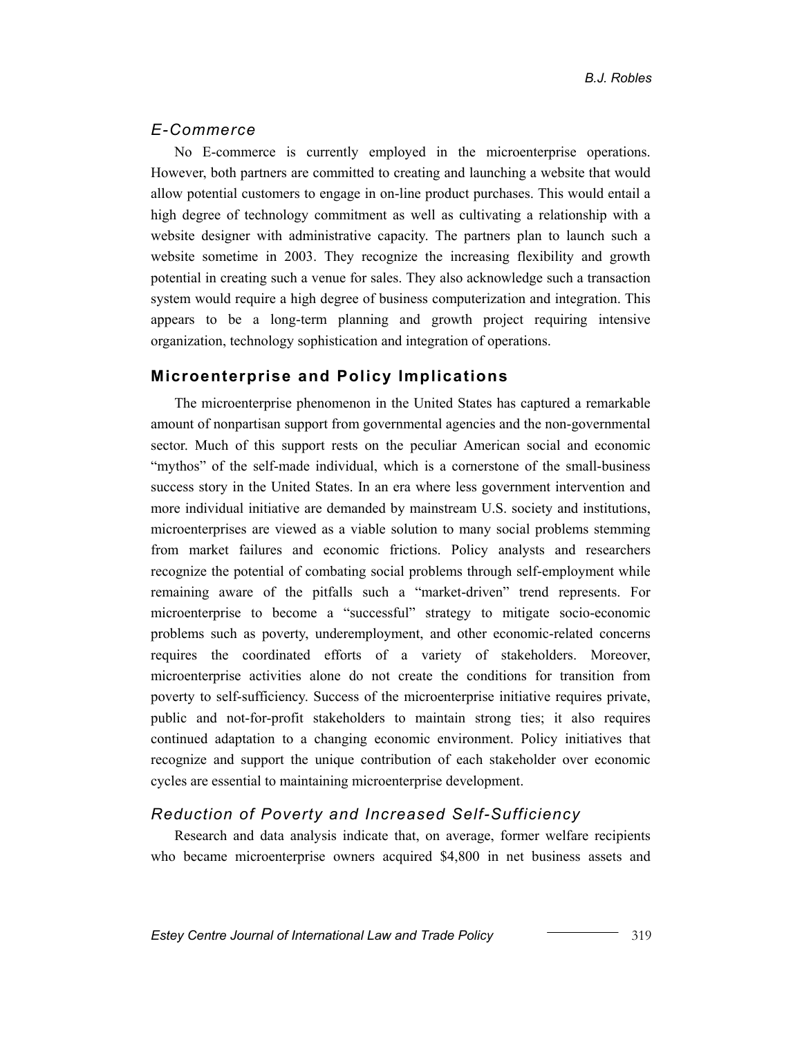### *E-Commerce*

No E-commerce is currently employed in the microenterprise operations. However, both partners are committed to creating and launching a website that would allow potential customers to engage in on-line product purchases. This would entail a high degree of technology commitment as well as cultivating a relationship with a website designer with administrative capacity. The partners plan to launch such a website sometime in 2003. They recognize the increasing flexibility and growth potential in creating such a venue for sales. They also acknowledge such a transaction system would require a high degree of business computerization and integration. This appears to be a long-term planning and growth project requiring intensive organization, technology sophistication and integration of operations.

## Microenterprise and Policy Implications

The microenterprise phenomenon in the United States has captured a remarkable amount of nonpartisan support from governmental agencies and the non-governmental sector. Much of this support rests on the peculiar American social and economic "mythos" of the self-made individual, which is a cornerstone of the small-business success story in the United States. In an era where less government intervention and more individual initiative are demanded by mainstream U.S. society and institutions, microenterprises are viewed as a viable solution to many social problems stemming from market failures and economic frictions. Policy analysts and researchers recognize the potential of combating social problems through self-employment while remaining aware of the pitfalls such a "market-driven" trend represents. For microenterprise to become a "successful" strategy to mitigate socio-economic problems such as poverty, underemployment, and other economic-related concerns requires the coordinated efforts of a variety of stakeholders. Moreover, microenterprise activities alone do not create the conditions for transition from poverty to self-sufficiency. Success of the microenterprise initiative requires private, public and not-for-profit stakeholders to maintain strong ties; it also requires continued adaptation to a changing economic environment. Policy initiatives that recognize and support the unique contribution of each stakeholder over economic cycles are essential to maintaining microenterprise development.

### *Reduction of Poverty and Increased Self-Sufficiency*

Research and data analysis indicate that, on average, former welfare recipients who became microenterprise owners acquired $4,800 in net business assets and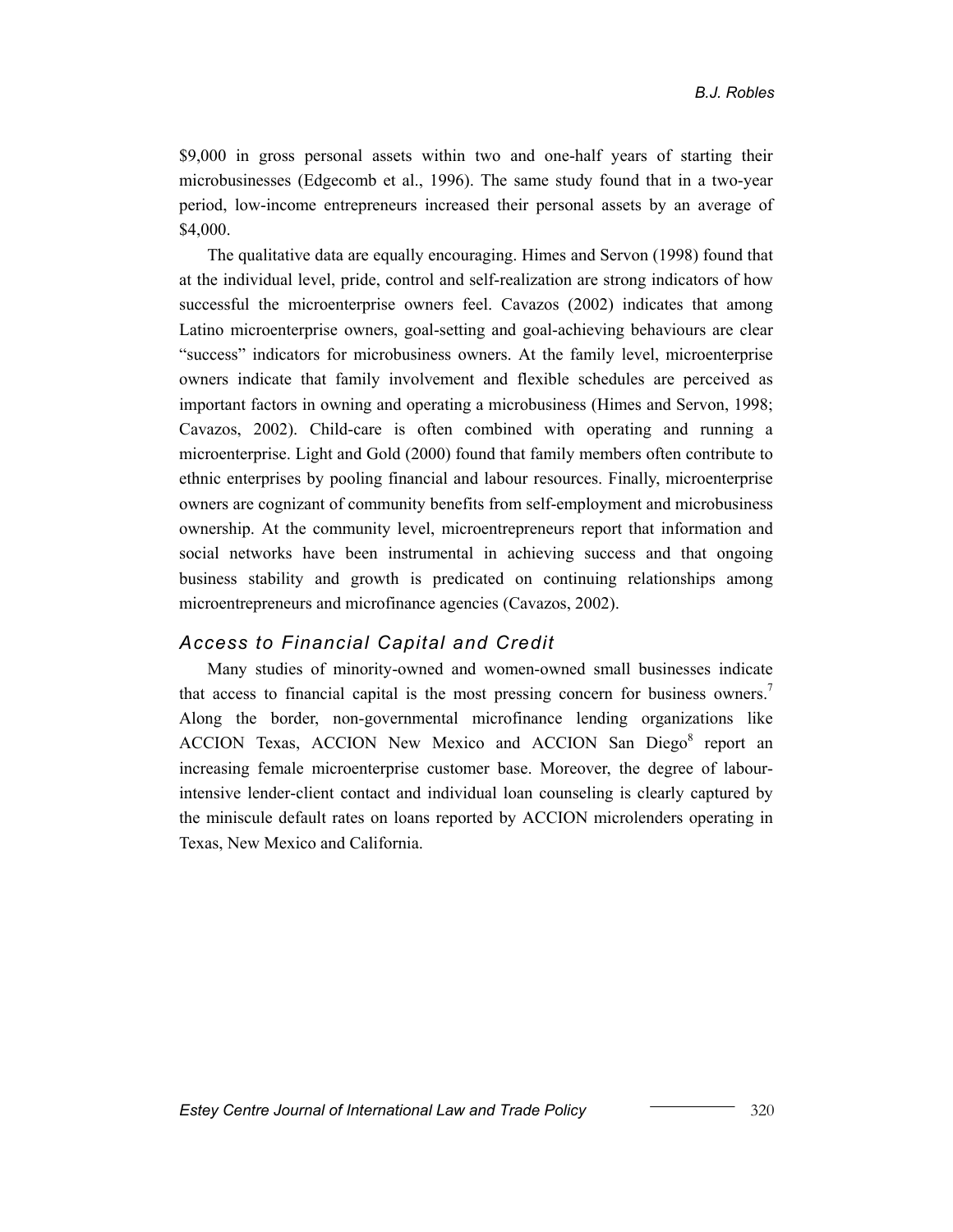$9,000 in gross personal assets within two and one-half years of starting their microbusinesses (Edgecomb et al., 1996). The same study found that in a two-year period, low-income entrepreneurs increased their personal assets by an average of $4,000.

The qualitative data are equally encouraging. Himes and Servon (1998) found that at the individual level, pride, control and self-realization are strong indicators of how successful the microenterprise owners feel. Cavazos (2002) indicates that among Latino microenterprise owners, goal-setting and goal-achieving behaviours are clear "success" indicators for microbusiness owners. At the family level, microenterprise owners indicate that family involvement and flexible schedules are perceived as important factors in owning and operating a microbusiness (Himes and Servon, 1998; Cavazos, 2002). Child-care is often combined with operating and running a microenterprise. Light and Gold (2000) found that family members often contribute to ethnic enterprises by pooling financial and labour resources. Finally, microenterprise owners are cognizant of community benefits from self-employment and microbusiness ownership. At the community level, microentrepreneurs report that information and social networks have been instrumental in achieving success and that ongoing business stability and growth is predicated on continuing relationships among microentrepreneurs and microfinance agencies (Cavazos, 2002).

## *Access to Financial Capital and Credit*

Many studies of minority-owned and women-owned small businesses indicate that access to financial capital is the most pressing concern for business owners.[7] Along the border, non-governmental microfinance lending organizations like ACCION Texas, ACCION New Mexico and ACCION San Diego[8] report an increasing female microenterprise customer base. Moreover, the degree of labour-intensive lender-client contact and individual loan counseling is clearly captured by the miniscule default rates on loans reported by ACCION microlenders operating in Texas, New Mexico and California.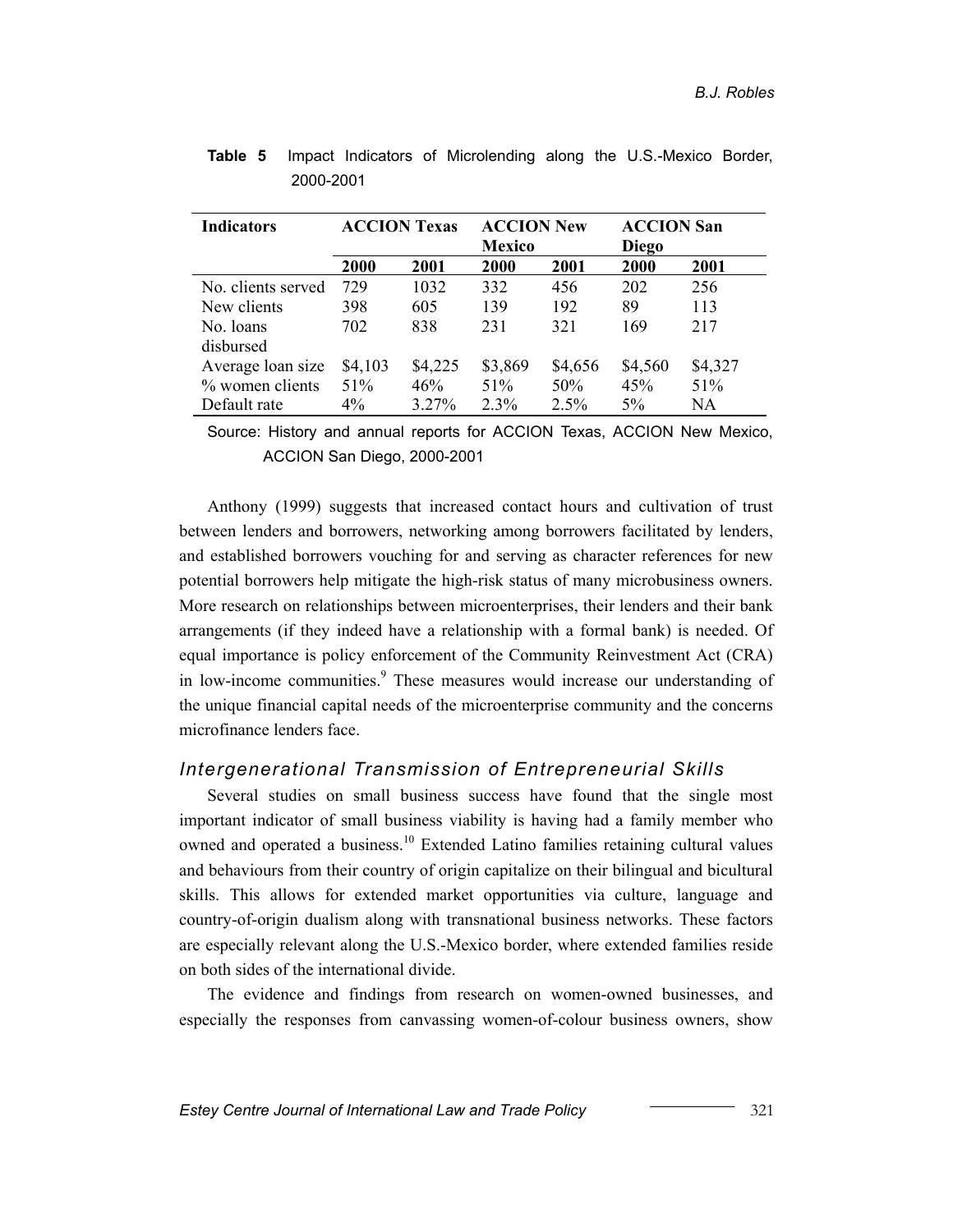**Table 5** Impact Indicators of Microlending along the U.S.-Mexico Border, 2000-2001

| Indicators | ACCION Texas | | ACCION New Mexico | | ACCION San Diego | |
|---|---|---|---|---|---|---|
| | 2000 | 2001 | 2000 | 2001 | 2000 | 2001 |
| No. clients served | 729 | 1032 | 332 | 456 | 202 | 256 |
| New clients | 398 | 605 | 139 | 192 | 89 | 113 |
| No. loans disbursed | 702 | 838 | 231 | 321 | 169 | 217 |
| Average loan size | $4,103 | $4,225 | $3,869 | $4,656 | $4,560 | $4,327 |
| % women clients | 51% | 46% | 51% | 50% | 45% | 51% |
| Default rate | 4% | 3.27% | 2.3% | 2.5% | 5% | NA |

Source: History and annual reports for ACCION Texas, ACCION New Mexico, ACCION San Diego, 2000-2001

Anthony (1999) suggests that increased contact hours and cultivation of trust between lenders and borrowers, networking among borrowers facilitated by lenders, and established borrowers vouching for and serving as character references for new potential borrowers help mitigate the high-risk status of many microbusiness owners. More research on relationships between microenterprises, their lenders and their bank arrangements (if they indeed have a relationship with a formal bank) is needed. Of equal importance is policy enforcement of the Community Reinvestment Act (CRA) in low-income communities.[9] These measures would increase our understanding of the unique financial capital needs of the microenterprise community and the concerns microfinance lenders face.

### *Intergenerational Transmission of Entrepreneurial Skills*

Several studies on small business success have found that the single most important indicator of small business viability is having had a family member who owned and operated a business.[10] Extended Latino families retaining cultural values and behaviours from their country of origin capitalize on their bilingual and bicultural skills. This allows for extended market opportunities via culture, language and country-of-origin dualism along with transnational business networks. These factors are especially relevant along the U.S.-Mexico border, where extended families reside on both sides of the international divide.

The evidence and findings from research on women-owned businesses, and especially the responses from canvassing women-of-colour business owners, show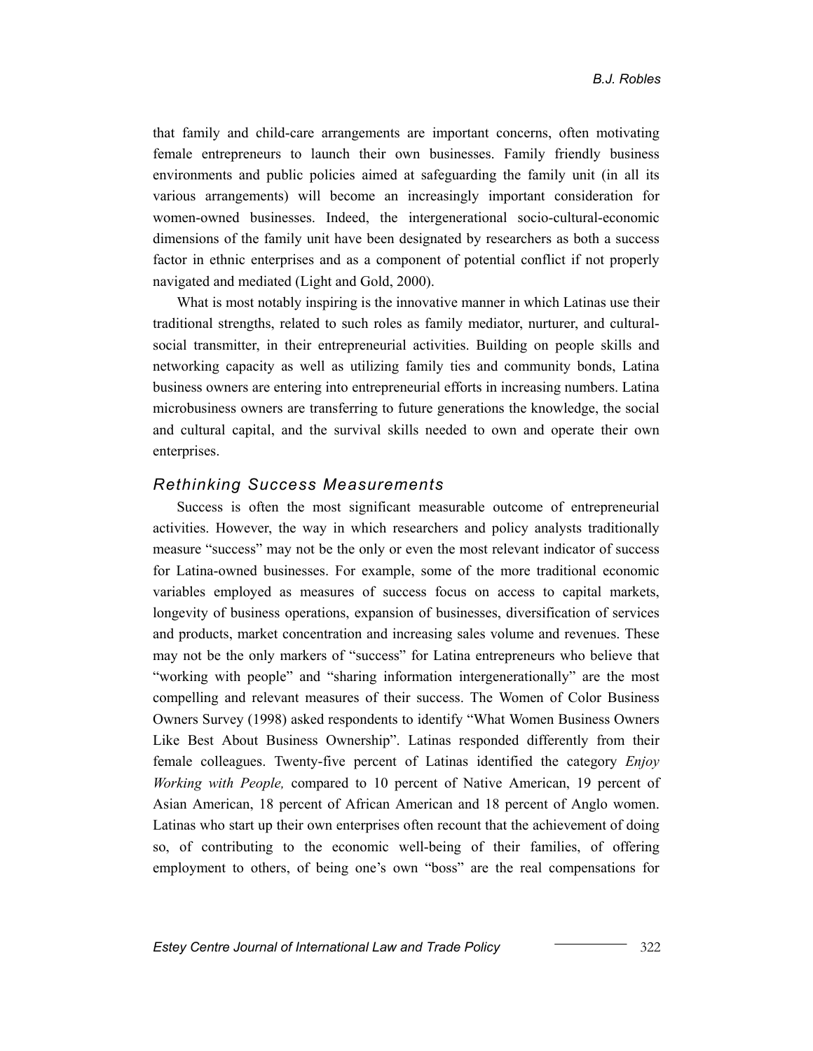that family and child-care arrangements are important concerns, often motivating female entrepreneurs to launch their own businesses. Family friendly business environments and public policies aimed at safeguarding the family unit (in all its various arrangements) will become an increasingly important consideration for women-owned businesses. Indeed, the intergenerational socio-cultural-economic dimensions of the family unit have been designated by researchers as both a success factor in ethnic enterprises and as a component of potential conflict if not properly navigated and mediated (Light and Gold, 2000).

What is most notably inspiring is the innovative manner in which Latinas use their traditional strengths, related to such roles as family mediator, nurturer, and cultural-social transmitter, in their entrepreneurial activities. Building on people skills and networking capacity as well as utilizing family ties and community bonds, Latina business owners are entering into entrepreneurial efforts in increasing numbers. Latina microbusiness owners are transferring to future generations the knowledge, the social and cultural capital, and the survival skills needed to own and operate their own enterprises.

### *Rethinking Success Measurements*

Success is often the most significant measurable outcome of entrepreneurial activities. However, the way in which researchers and policy analysts traditionally measure "success" may not be the only or even the most relevant indicator of success for Latina-owned businesses. For example, some of the more traditional economic variables employed as measures of success focus on access to capital markets, longevity of business operations, expansion of businesses, diversification of services and products, market concentration and increasing sales volume and revenues. These may not be the only markers of "success" for Latina entrepreneurs who believe that "working with people" and "sharing information intergenerationally" are the most compelling and relevant measures of their success. The Women of Color Business Owners Survey (1998) asked respondents to identify "What Women Business Owners Like Best About Business Ownership". Latinas responded differently from their female colleagues. Twenty-five percent of Latinas identified the category *Enjoy Working with People,* compared to 10 percent of Native American, 19 percent of Asian American, 18 percent of African American and 18 percent of Anglo women. Latinas who start up their own enterprises often recount that the achievement of doing so, of contributing to the economic well-being of their families, of offering employment to others, of being one's own "boss" are the real compensations for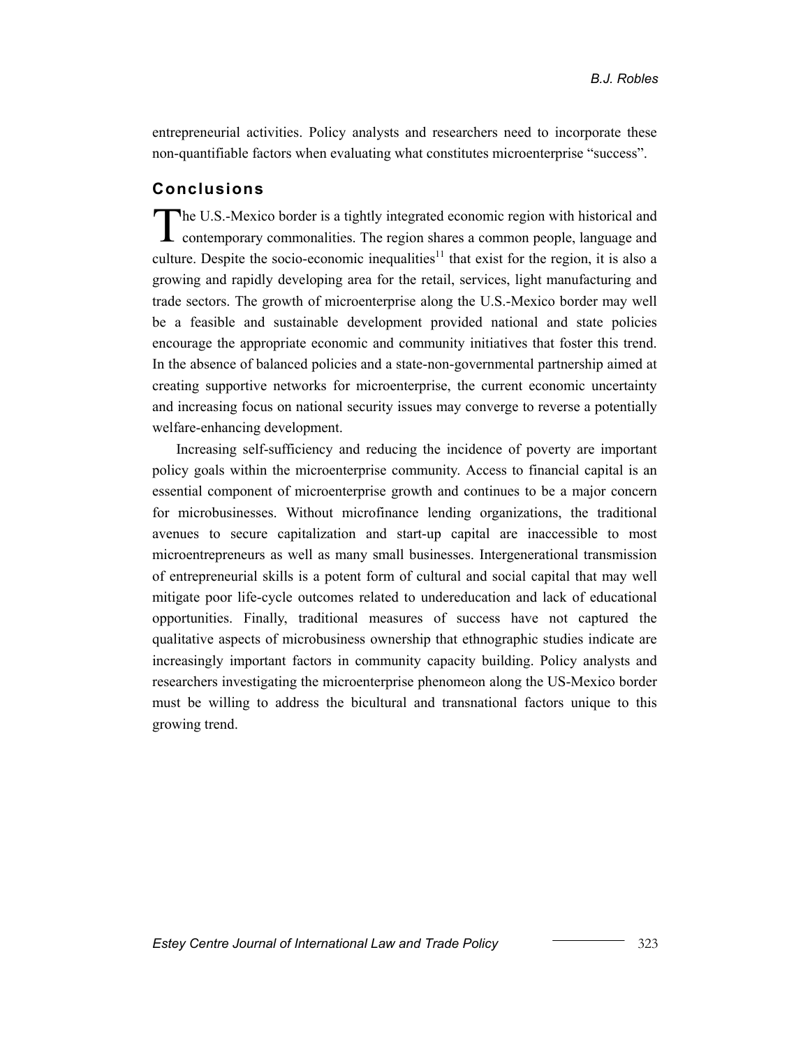entrepreneurial activities. Policy analysts and researchers need to incorporate these non-quantifiable factors when evaluating what constitutes microenterprise "success".

## Conclusions

The U.S.-Mexico border is a tightly integrated economic region with historical and contemporary commonalities. The region shares a common people, language and culture. Despite the socio-economic inequalities[11] that exist for the region, it is also a growing and rapidly developing area for the retail, services, light manufacturing and trade sectors. The growth of microenterprise along the U.S.-Mexico border may well be a feasible and sustainable development provided national and state policies encourage the appropriate economic and community initiatives that foster this trend. In the absence of balanced policies and a state-non-governmental partnership aimed at creating supportive networks for microenterprise, the current economic uncertainty and increasing focus on national security issues may converge to reverse a potentially welfare-enhancing development.

Increasing self-sufficiency and reducing the incidence of poverty are important policy goals within the microenterprise community. Access to financial capital is an essential component of microenterprise growth and continues to be a major concern for microbusinesses. Without microfinance lending organizations, the traditional avenues to secure capitalization and start-up capital are inaccessible to most microentrepreneurs as well as many small businesses. Intergenerational transmission of entrepreneurial skills is a potent form of cultural and social capital that may well mitigate poor life-cycle outcomes related to undereducation and lack of educational opportunities. Finally, traditional measures of success have not captured the qualitative aspects of microbusiness ownership that ethnographic studies indicate are increasingly important factors in community capacity building. Policy analysts and researchers investigating the microenterprise phenomeon along the US-Mexico border must be willing to address the bicultural and transnational factors unique to this growing trend.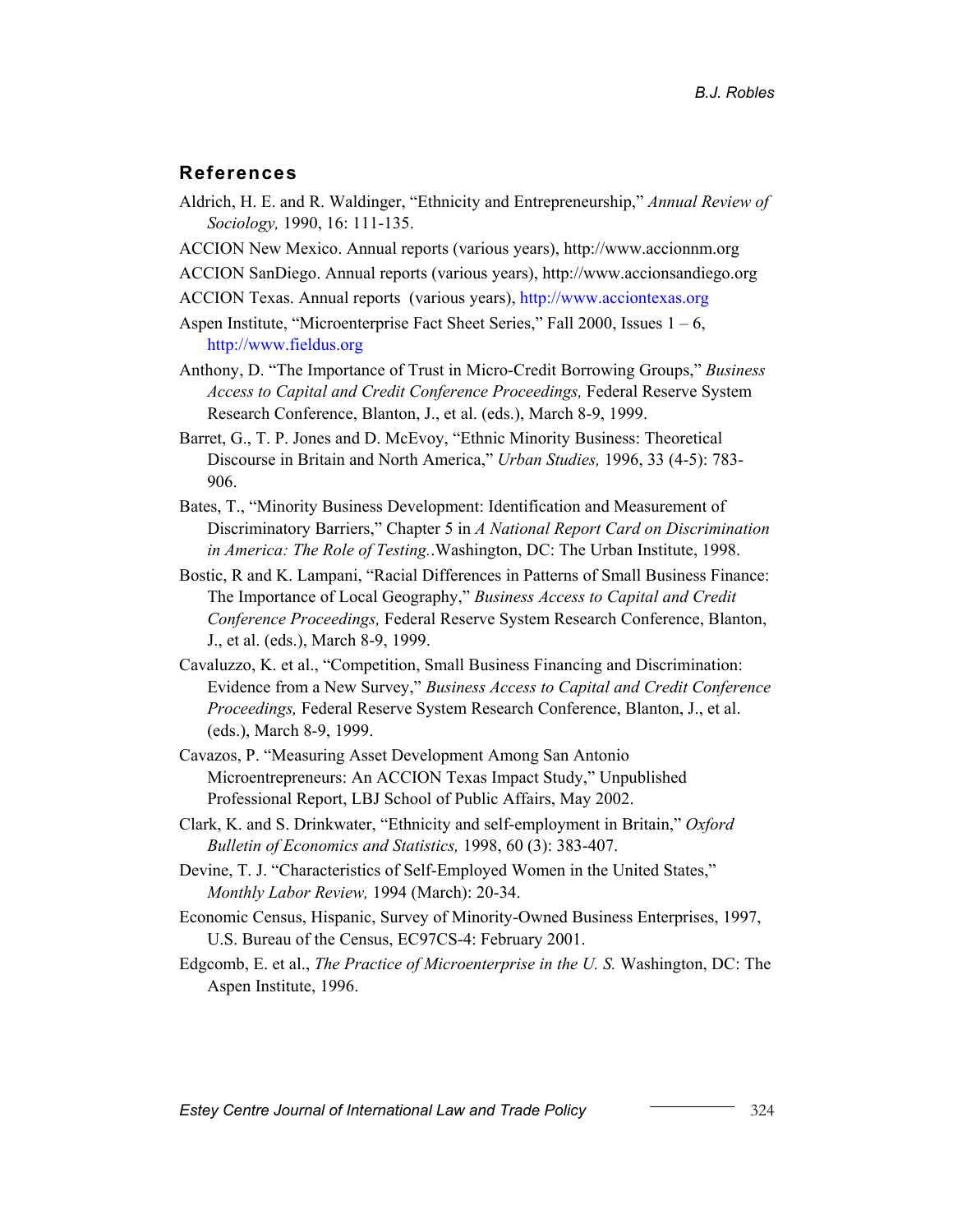## References

Aldrich, H. E. and R. Waldinger, "Ethnicity and Entrepreneurship," *Annual Review of Sociology,* 1990, 16: 111-135.

ACCION New Mexico. Annual reports (various years), http://www.accionnm.org

ACCION SanDiego. Annual reports (various years), http://www.accionsandiego.org

ACCION Texas. Annual reports (various years), http://www.acciontexas.org

Aspen Institute, "Microenterprise Fact Sheet Series," Fall 2000, Issues 1 – 6, http://www.fieldus.org

Anthony, D. "The Importance of Trust in Micro-Credit Borrowing Groups," *Business Access to Capital and Credit Conference Proceedings,* Federal Reserve System Research Conference, Blanton, J., et al. (eds.), March 8-9, 1999.

Barret, G., T. P. Jones and D. McEvoy, "Ethnic Minority Business: Theoretical Discourse in Britain and North America," *Urban Studies,* 1996, 33 (4-5): 783-906.

Bates, T., "Minority Business Development: Identification and Measurement of Discriminatory Barriers," Chapter 5 in *A National Report Card on Discrimination in America: The Role of Testing.*.Washington, DC: The Urban Institute, 1998.

Bostic, R and K. Lampani, "Racial Differences in Patterns of Small Business Finance: The Importance of Local Geography," *Business Access to Capital and Credit Conference Proceedings,* Federal Reserve System Research Conference, Blanton, J., et al. (eds.), March 8-9, 1999.

Cavaluzzo, K. et al., "Competition, Small Business Financing and Discrimination: Evidence from a New Survey," *Business Access to Capital and Credit Conference Proceedings,* Federal Reserve System Research Conference, Blanton, J., et al. (eds.), March 8-9, 1999.

Cavazos, P. "Measuring Asset Development Among San Antonio Microentrepreneurs: An ACCION Texas Impact Study," Unpublished Professional Report, LBJ School of Public Affairs, May 2002.

Clark, K. and S. Drinkwater, "Ethnicity and self-employment in Britain," *Oxford Bulletin of Economics and Statistics,* 1998, 60 (3): 383-407.

Devine, T. J. "Characteristics of Self-Employed Women in the United States," *Monthly Labor Review,* 1994 (March): 20-34.

Economic Census, Hispanic, Survey of Minority-Owned Business Enterprises, 1997, U.S. Bureau of the Census, EC97CS-4: February 2001.

Edgcomb, E. et al., *The Practice of Microenterprise in the U. S.* Washington, DC: The Aspen Institute, 1996.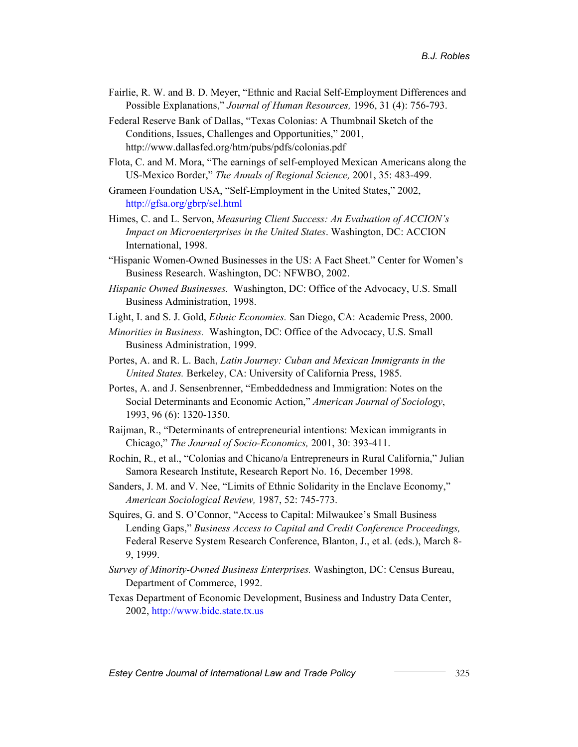Fairlie, R. W. and B. D. Meyer, "Ethnic and Racial Self-Employment Differences and Possible Explanations," *Journal of Human Resources,* 1996, 31 (4): 756-793.

Federal Reserve Bank of Dallas, "Texas Colonias: A Thumbnail Sketch of the Conditions, Issues, Challenges and Opportunities," 2001, http://www.dallasfed.org/htm/pubs/pdfs/colonias.pdf

Flota, C. and M. Mora, "The earnings of self-employed Mexican Americans along the US-Mexico Border," *The Annals of Regional Science,* 2001, 35: 483-499.

Grameen Foundation USA, "Self-Employment in the United States," 2002, http://gfsa.org/gbrp/sel.html

Himes, C. and L. Servon, *Measuring Client Success: An Evaluation of ACCION's Impact on Microenterprises in the United States*. Washington, DC: ACCION International, 1998.

"Hispanic Women-Owned Businesses in the US: A Fact Sheet." Center for Women's Business Research. Washington, DC: NFWBO, 2002.

*Hispanic Owned Businesses.* Washington, DC: Office of the Advocacy, U.S. Small Business Administration, 1998.

Light, I. and S. J. Gold, *Ethnic Economies.* San Diego, CA: Academic Press, 2000.

*Minorities in Business.* Washington, DC: Office of the Advocacy, U.S. Small Business Administration, 1999.

Portes, A. and R. L. Bach, *Latin Journey: Cuban and Mexican Immigrants in the United States.* Berkeley, CA: University of California Press, 1985.

Portes, A. and J. Sensenbrenner, "Embeddedness and Immigration: Notes on the Social Determinants and Economic Action," *American Journal of Sociology*, 1993, 96 (6): 1320-1350.

Raijman, R., "Determinants of entrepreneurial intentions: Mexican immigrants in Chicago," *The Journal of Socio-Economics,* 2001, 30: 393-411.

Rochin, R., et al., "Colonias and Chicano/a Entrepreneurs in Rural California," Julian Samora Research Institute, Research Report No. 16, December 1998.

Sanders, J. M. and V. Nee, "Limits of Ethnic Solidarity in the Enclave Economy," *American Sociological Review,* 1987, 52: 745-773.

Squires, G. and S. O'Connor, "Access to Capital: Milwaukee's Small Business Lending Gaps," *Business Access to Capital and Credit Conference Proceedings,* Federal Reserve System Research Conference, Blanton, J., et al. (eds.), March 8-9, 1999.

*Survey of Minority-Owned Business Enterprises.* Washington, DC: Census Bureau, Department of Commerce, 1992.

Texas Department of Economic Development, Business and Industry Data Center, 2002, http://www.bidc.state.tx.us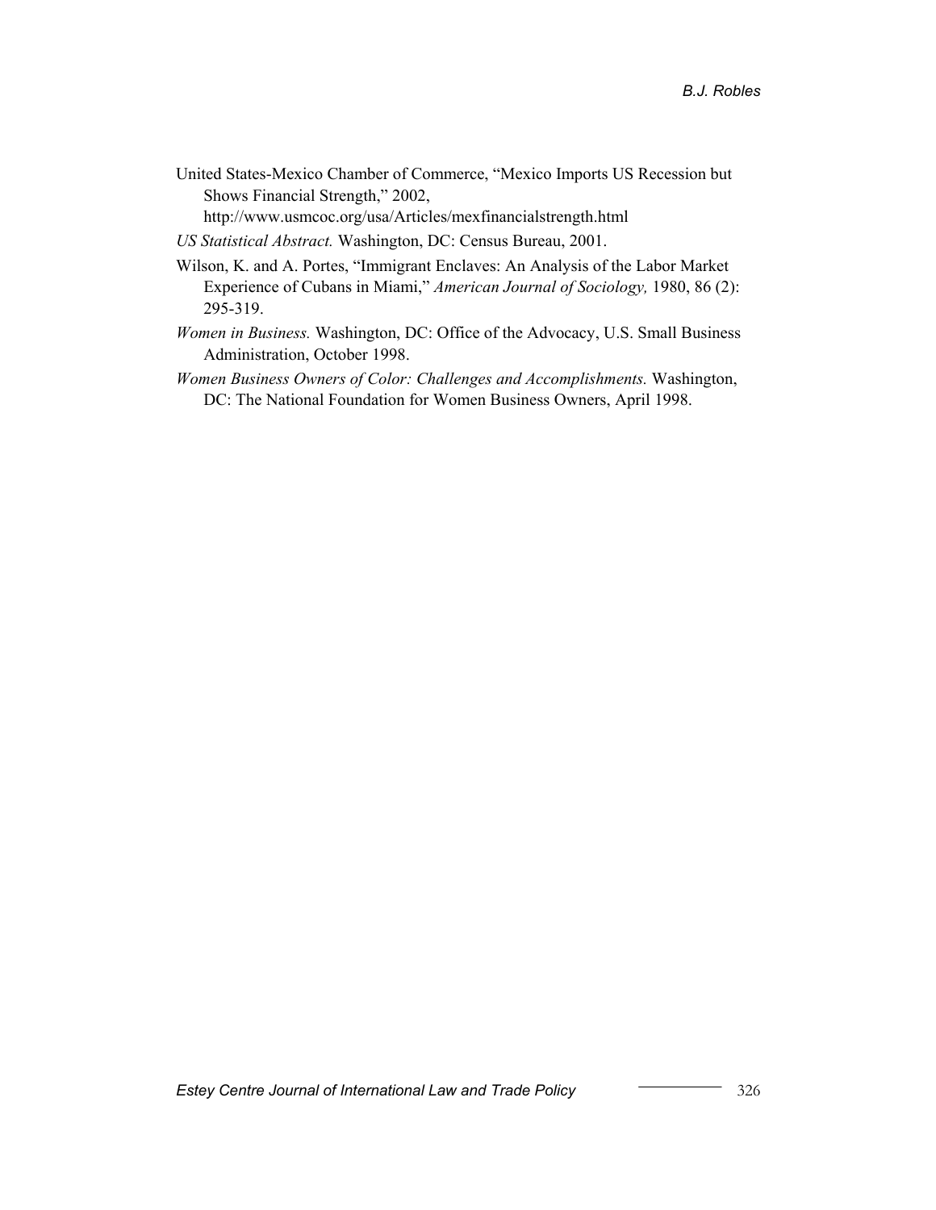United States-Mexico Chamber of Commerce, "Mexico Imports US Recession but Shows Financial Strength," 2002, http://www.usmcoc.org/usa/Articles/mexfinancialstrength.html

*US Statistical Abstract.* Washington, DC: Census Bureau, 2001.

Wilson, K. and A. Portes, "Immigrant Enclaves: An Analysis of the Labor Market Experience of Cubans in Miami," *American Journal of Sociology,* 1980, 86 (2): 295-319.

*Women in Business.* Washington, DC: Office of the Advocacy, U.S. Small Business Administration, October 1998.

*Women Business Owners of Color: Challenges and Accomplishments.* Washington, DC: The National Foundation for Women Business Owners, April 1998.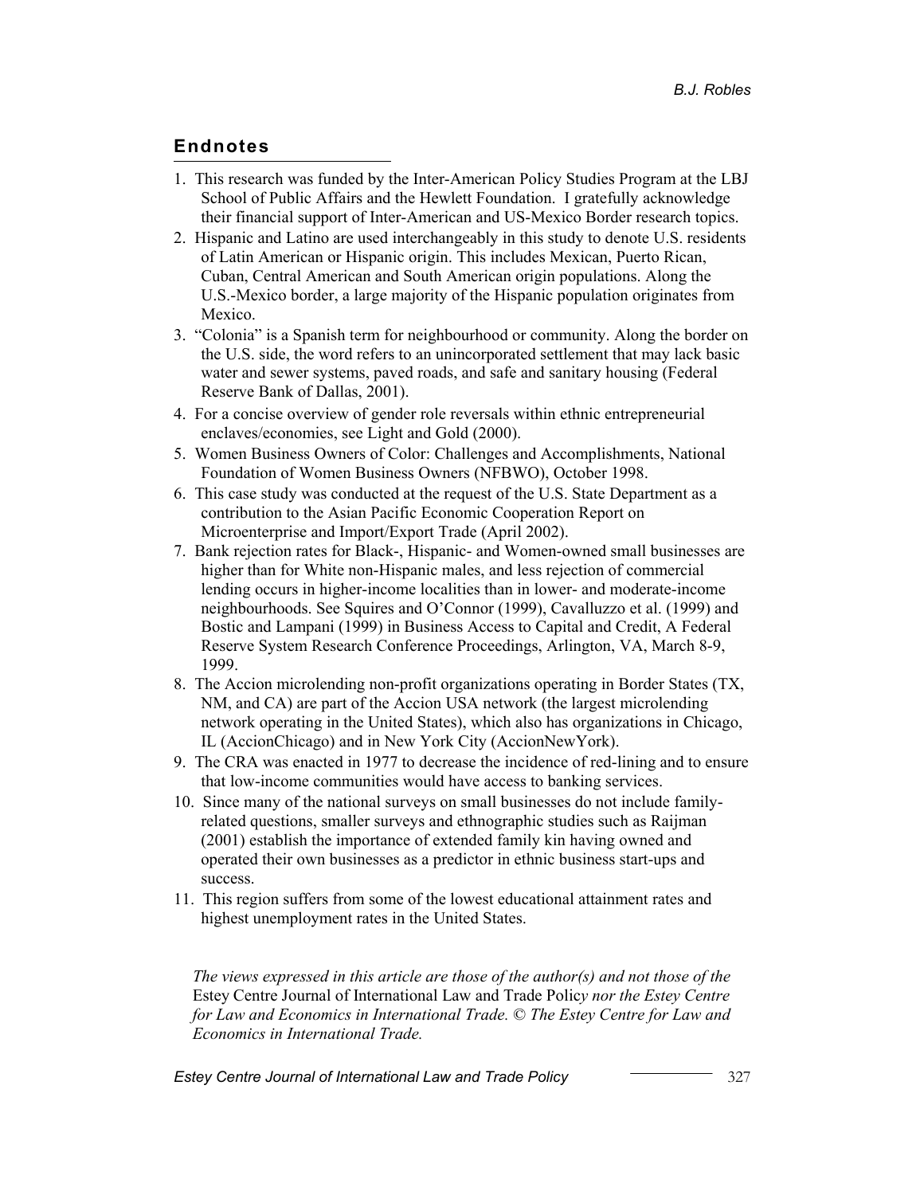## Endnotes

1. This research was funded by the Inter-American Policy Studies Program at the LBJ School of Public Affairs and the Hewlett Foundation. I gratefully acknowledge their financial support of Inter-American and US-Mexico Border research topics.
2. Hispanic and Latino are used interchangeably in this study to denote U.S. residents of Latin American or Hispanic origin. This includes Mexican, Puerto Rican, Cuban, Central American and South American origin populations. Along the U.S.-Mexico border, a large majority of the Hispanic population originates from Mexico.
3. "Colonia" is a Spanish term for neighbourhood or community. Along the border on the U.S. side, the word refers to an unincorporated settlement that may lack basic water and sewer systems, paved roads, and safe and sanitary housing (Federal Reserve Bank of Dallas, 2001).
4. For a concise overview of gender role reversals within ethnic entrepreneurial enclaves/economies, see Light and Gold (2000).
5. Women Business Owners of Color: Challenges and Accomplishments, National Foundation of Women Business Owners (NFBWO), October 1998.
6. This case study was conducted at the request of the U.S. State Department as a contribution to the Asian Pacific Economic Cooperation Report on Microenterprise and Import/Export Trade (April 2002).
7. Bank rejection rates for Black-, Hispanic- and Women-owned small businesses are higher than for White non-Hispanic males, and less rejection of commercial lending occurs in higher-income localities than in lower- and moderate-income neighbourhoods. See Squires and O'Connor (1999), Cavalluzzo et al. (1999) and Bostic and Lampani (1999) in Business Access to Capital and Credit, A Federal Reserve System Research Conference Proceedings, Arlington, VA, March 8-9, 1999.
8. The Accion microlending non-profit organizations operating in Border States (TX, NM, and CA) are part of the Accion USA network (the largest microlending network operating in the United States), which also has organizations in Chicago, IL (AccionChicago) and in New York City (AccionNewYork).
9. The CRA was enacted in 1977 to decrease the incidence of red-lining and to ensure that low-income communities would have access to banking services.
10. Since many of the national surveys on small businesses do not include family-related questions, smaller surveys and ethnographic studies such as Raijman (2001) establish the importance of extended family kin having owned and operated their own businesses as a predictor in ethnic business start-ups and success.
11. This region suffers from some of the lowest educational attainment rates and highest unemployment rates in the United States.

*The views expressed in this article are those of the author(s) and not those of the* Estey Centre Journal of International Law and Trade Polic*y nor the Estey Centre for Law and Economics in International Trade. © The Estey Centre for Law and Economics in International Trade.*